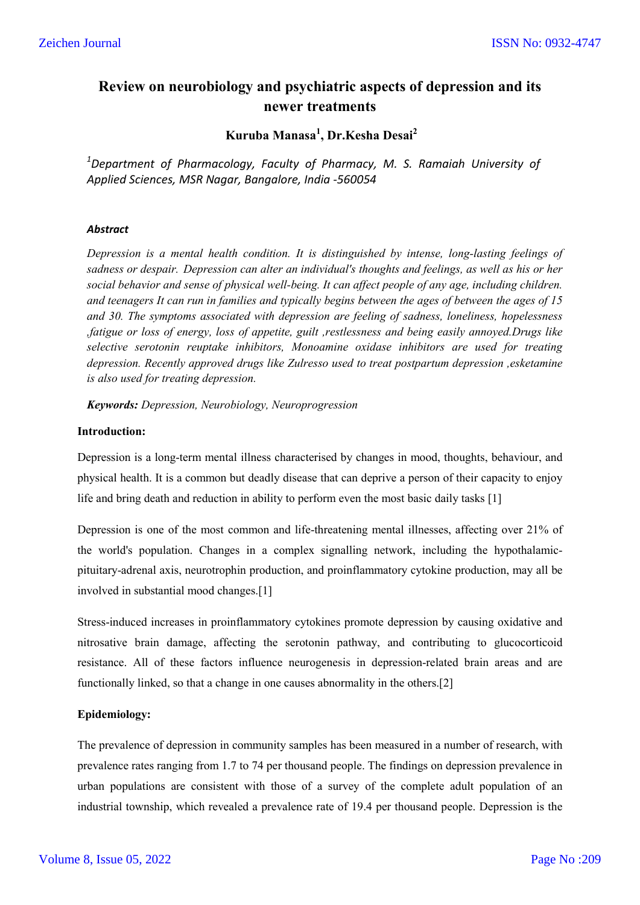# Review on neurobiology and psychiatric aspects of depression and its newer treatments

**Kuruba Manasa[1], Dr.Kesha Desai[2]**

*[1]Department of Pharmacology, Faculty of Pharmacy, M. S. Ramaiah University of Applied Sciences, MSR Nagar, Bangalore, India -560054*

***Abstract***

*Depression is a mental health condition. It is distinguished by intense, long-lasting feelings of sadness or despair. Depression can alter an individual's thoughts and feelings, as well as his or her social behavior and sense of physical well-being. It can affect people of any age, including children. and teenagers It can run in families and typically begins between the ages of between the ages of 15 and 30. The symptoms associated with depression are feeling of sadness, loneliness, hopelessness ,fatigue or loss of energy, loss of appetite, guilt ,restlessness and being easily annoyed.Drugs like selective serotonin reuptake inhibitors, Monoamine oxidase inhibitors are used for treating depression. Recently approved drugs like Zulresso used to treat postpartum depression ,esketamine is also used for treating depression.*

***Keywords:*** *Depression, Neurobiology, Neuroprogression*

**Introduction:**

Depression is a long-term mental illness characterised by changes in mood, thoughts, behaviour, and physical health. It is a common but deadly disease that can deprive a person of their capacity to enjoy life and bring death and reduction in ability to perform even the most basic daily tasks [1]

Depression is one of the most common and life-threatening mental illnesses, affecting over 21% of the world's population. Changes in a complex signalling network, including the hypothalamic-pituitary-adrenal axis, neurotrophin production, and proinflammatory cytokine production, may all be involved in substantial mood changes.[1]

Stress-induced increases in proinflammatory cytokines promote depression by causing oxidative and nitrosative brain damage, affecting the serotonin pathway, and contributing to glucocorticoid resistance. All of these factors influence neurogenesis in depression-related brain areas and are functionally linked, so that a change in one causes abnormality in the others.[2]

**Epidemiology:**

The prevalence of depression in community samples has been measured in a number of research, with prevalence rates ranging from 1.7 to 74 per thousand people. The findings on depression prevalence in urban populations are consistent with those of a survey of the complete adult population of an industrial township, which revealed a prevalence rate of 19.4 per thousand people. Depression is the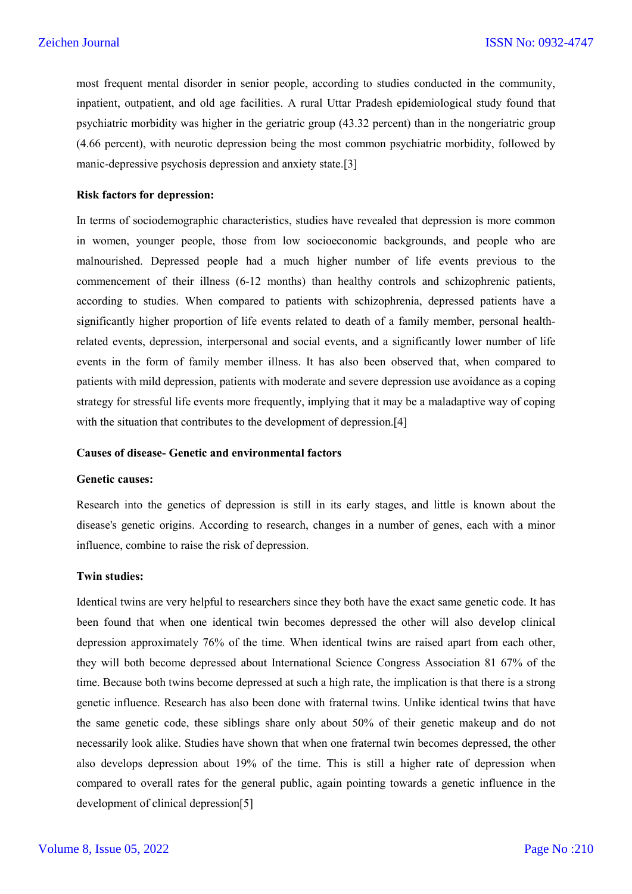most frequent mental disorder in senior people, according to studies conducted in the community, inpatient, outpatient, and old age facilities. A rural Uttar Pradesh epidemiological study found that psychiatric morbidity was higher in the geriatric group (43.32 percent) than in the nongeriatric group (4.66 percent), with neurotic depression being the most common psychiatric morbidity, followed by manic-depressive psychosis depression and anxiety state.[3]

**Risk factors for depression:**

In terms of sociodemographic characteristics, studies have revealed that depression is more common in women, younger people, those from low socioeconomic backgrounds, and people who are malnourished. Depressed people had a much higher number of life events previous to the commencement of their illness (6-12 months) than healthy controls and schizophrenic patients, according to studies. When compared to patients with schizophrenia, depressed patients have a significantly higher proportion of life events related to death of a family member, personal health-related events, depression, interpersonal and social events, and a significantly lower number of life events in the form of family member illness. It has also been observed that, when compared to patients with mild depression, patients with moderate and severe depression use avoidance as a coping strategy for stressful life events more frequently, implying that it may be a maladaptive way of coping with the situation that contributes to the development of depression.[4]

**Causes of disease- Genetic and environmental factors**

**Genetic causes:**

Research into the genetics of depression is still in its early stages, and little is known about the disease's genetic origins. According to research, changes in a number of genes, each with a minor influence, combine to raise the risk of depression.

**Twin studies:**

Identical twins are very helpful to researchers since they both have the exact same genetic code. It has been found that when one identical twin becomes depressed the other will also develop clinical depression approximately 76% of the time. When identical twins are raised apart from each other, they will both become depressed about International Science Congress Association 81 67% of the time. Because both twins become depressed at such a high rate, the implication is that there is a strong genetic influence. Research has also been done with fraternal twins. Unlike identical twins that have the same genetic code, these siblings share only about 50% of their genetic makeup and do not necessarily look alike. Studies have shown that when one fraternal twin becomes depressed, the other also develops depression about 19% of the time. This is still a higher rate of depression when compared to overall rates for the general public, again pointing towards a genetic influence in the development of clinical depression[5]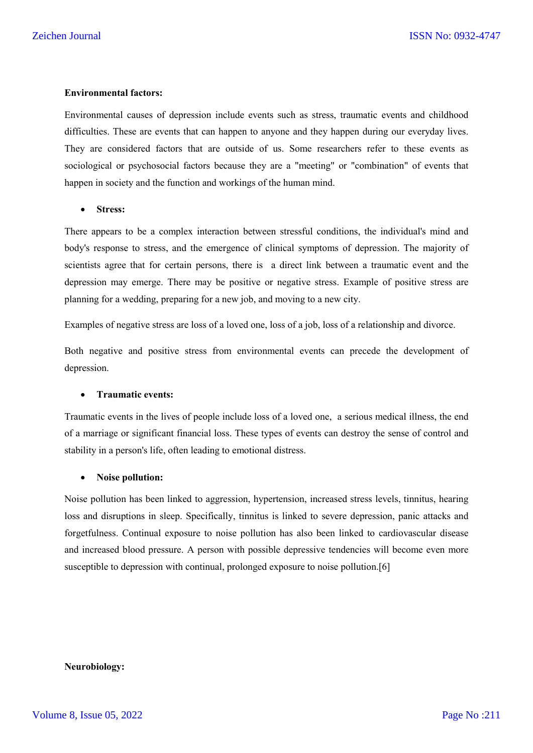**Environmental factors:**

Environmental causes of depression include events such as stress, traumatic events and childhood difficulties. These are events that can happen to anyone and they happen during our everyday lives. They are considered factors that are outside of us. Some researchers refer to these events as sociological or psychosocial factors because they are a "meeting" or "combination" of events that happen in society and the function and workings of the human mind.

- **Stress:**

There appears to be a complex interaction between stressful conditions, the individual's mind and body's response to stress, and the emergence of clinical symptoms of depression. The majority of scientists agree that for certain persons, there is a direct link between a traumatic event and the depression may emerge. There may be positive or negative stress. Example of positive stress are planning for a wedding, preparing for a new job, and moving to a new city.

Examples of negative stress are loss of a loved one, loss of a job, loss of a relationship and divorce.

Both negative and positive stress from environmental events can precede the development of depression.

- **Traumatic events:**

Traumatic events in the lives of people include loss of a loved one, a serious medical illness, the end of a marriage or significant financial loss. These types of events can destroy the sense of control and stability in a person's life, often leading to emotional distress.

- **Noise pollution:**

Noise pollution has been linked to aggression, hypertension, increased stress levels, tinnitus, hearing loss and disruptions in sleep. Specifically, tinnitus is linked to severe depression, panic attacks and forgetfulness. Continual exposure to noise pollution has also been linked to cardiovascular disease and increased blood pressure. A person with possible depressive tendencies will become even more susceptible to depression with continual, prolonged exposure to noise pollution.[6]

**Neurobiology:**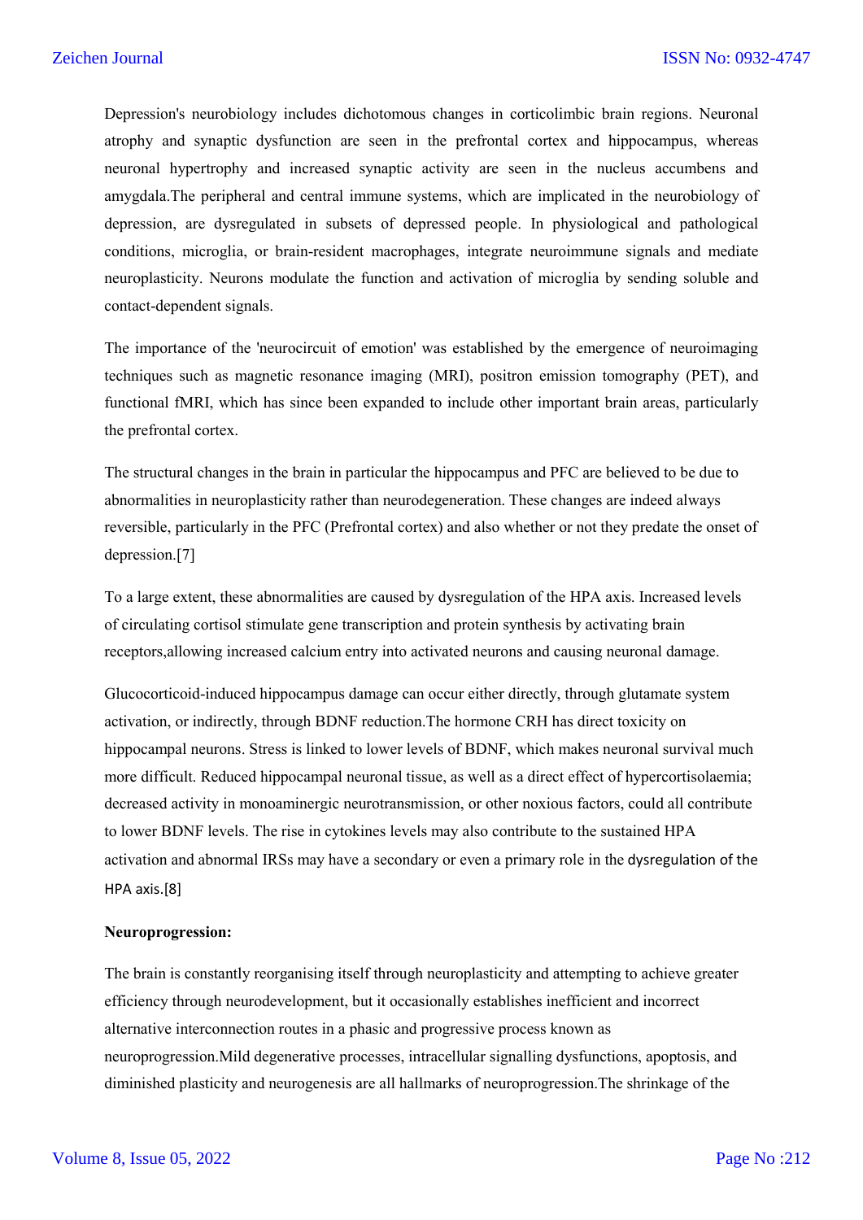Depression's neurobiology includes dichotomous changes in corticolimbic brain regions. Neuronal atrophy and synaptic dysfunction are seen in the prefrontal cortex and hippocampus, whereas neuronal hypertrophy and increased synaptic activity are seen in the nucleus accumbens and amygdala.The peripheral and central immune systems, which are implicated in the neurobiology of depression, are dysregulated in subsets of depressed people. In physiological and pathological conditions, microglia, or brain-resident macrophages, integrate neuroimmune signals and mediate neuroplasticity. Neurons modulate the function and activation of microglia by sending soluble and contact-dependent signals.

The importance of the 'neurocircuit of emotion' was established by the emergence of neuroimaging techniques such as magnetic resonance imaging (MRI), positron emission tomography (PET), and functional fMRI, which has since been expanded to include other important brain areas, particularly the prefrontal cortex.

The structural changes in the brain in particular the hippocampus and PFC are believed to be due to abnormalities in neuroplasticity rather than neurodegeneration. These changes are indeed always reversible, particularly in the PFC (Prefrontal cortex) and also whether or not they predate the onset of depression.[7]

To a large extent, these abnormalities are caused by dysregulation of the HPA axis. Increased levels of circulating cortisol stimulate gene transcription and protein synthesis by activating brain receptors,allowing increased calcium entry into activated neurons and causing neuronal damage.

Glucocorticoid-induced hippocampus damage can occur either directly, through glutamate system activation, or indirectly, through BDNF reduction.The hormone CRH has direct toxicity on hippocampal neurons. Stress is linked to lower levels of BDNF, which makes neuronal survival much more difficult. Reduced hippocampal neuronal tissue, as well as a direct effect of hypercortisolaemia; decreased activity in monoaminergic neurotransmission, or other noxious factors, could all contribute to lower BDNF levels. The rise in cytokines levels may also contribute to the sustained HPA activation and abnormal IRSs may have a secondary or even a primary role in the dysregulation of the HPA axis.[8]

**Neuroprogression:**

The brain is constantly reorganising itself through neuroplasticity and attempting to achieve greater efficiency through neurodevelopment, but it occasionally establishes inefficient and incorrect alternative interconnection routes in a phasic and progressive process known as neuroprogression.Mild degenerative processes, intracellular signalling dysfunctions, apoptosis, and diminished plasticity and neurogenesis are all hallmarks of neuroprogression.The shrinkage of the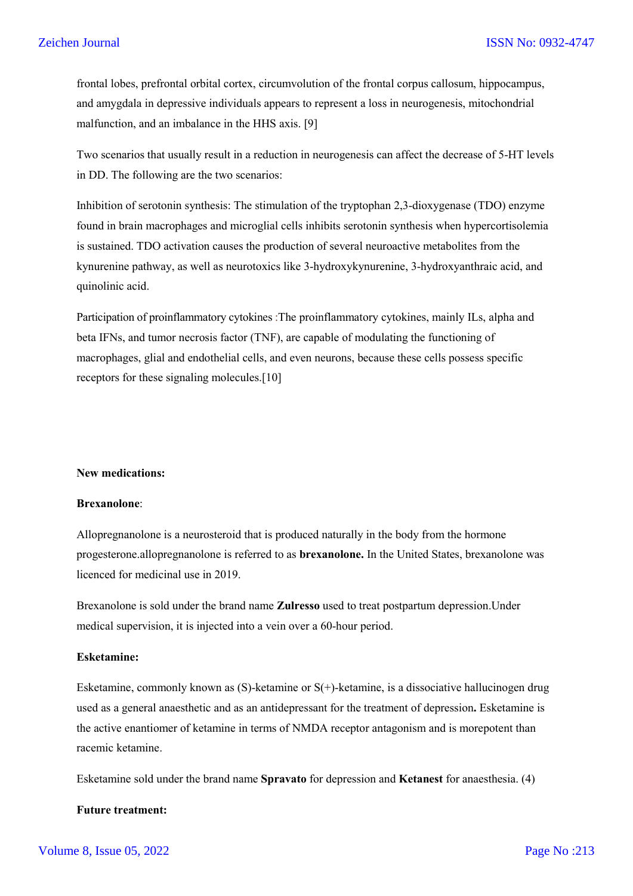frontal lobes, prefrontal orbital cortex, circumvolution of the frontal corpus callosum, hippocampus, and amygdala in depressive individuals appears to represent a loss in neurogenesis, mitochondrial malfunction, and an imbalance in the HHS axis. [9]

Two scenarios that usually result in a reduction in neurogenesis can affect the decrease of 5-HT levels in DD. The following are the two scenarios:

Inhibition of serotonin synthesis: The stimulation of the tryptophan 2,3-dioxygenase (TDO) enzyme found in brain macrophages and microglial cells inhibits serotonin synthesis when hypercortisolemia is sustained. TDO activation causes the production of several neuroactive metabolites from the kynurenine pathway, as well as neurotoxics like 3-hydroxykynurenine, 3-hydroxyanthraic acid, and quinolinic acid.

Participation of proinflammatory cytokines :The proinflammatory cytokines, mainly ILs, alpha and beta IFNs, and tumor necrosis factor (TNF), are capable of modulating the functioning of macrophages, glial and endothelial cells, and even neurons, because these cells possess specific receptors for these signaling molecules.[10]

**New medications:**

**Brexanolone**:

Allopregnanolone is a neurosteroid that is produced naturally in the body from the hormone progesterone.allopregnanolone is referred to as **brexanolone.** In the United States, brexanolone was licenced for medicinal use in 2019.

Brexanolone is sold under the brand name **Zulresso** used to treat postpartum depression.Under medical supervision, it is injected into a vein over a 60-hour period.

**Esketamine:**

Esketamine, commonly known as (S)-ketamine or S(+)-ketamine, is a dissociative hallucinogen drug used as a general anaesthetic and as an antidepressant for the treatment of depression**.** Esketamine is the active enantiomer of ketamine in terms of NMDA receptor antagonism and is morepotent than racemic ketamine.

Esketamine sold under the brand name **Spravato** for depression and **Ketanest** for anaesthesia. (4)

**Future treatment:**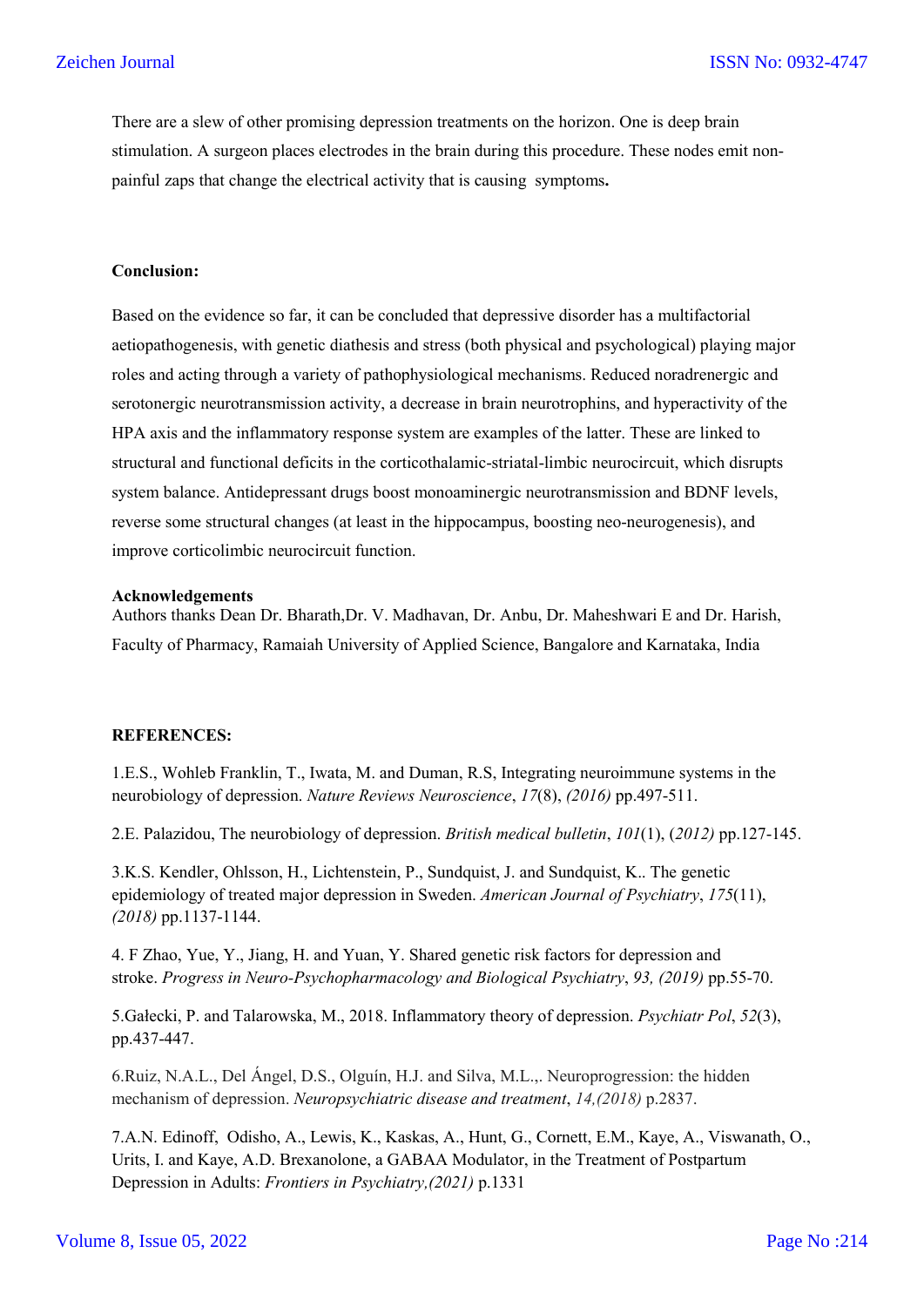There are a slew of other promising depression treatments on the horizon. One is deep brain stimulation. A surgeon places electrodes in the brain during this procedure. These nodes emit non-painful zaps that change the electrical activity that is causing symptoms**.**

**Conclusion:**

Based on the evidence so far, it can be concluded that depressive disorder has a multifactorial aetiopathogenesis, with genetic diathesis and stress (both physical and psychological) playing major roles and acting through a variety of pathophysiological mechanisms. Reduced noradrenergic and serotonergic neurotransmission activity, a decrease in brain neurotrophins, and hyperactivity of the HPA axis and the inflammatory response system are examples of the latter. These are linked to structural and functional deficits in the corticothalamic-striatal-limbic neurocircuit, which disrupts system balance. Antidepressant drugs boost monoaminergic neurotransmission and BDNF levels, reverse some structural changes (at least in the hippocampus, boosting neo-neurogenesis), and improve corticolimbic neurocircuit function.

**Acknowledgements**

Authors thanks Dean Dr. Bharath,Dr. V. Madhavan, Dr. Anbu, Dr. Maheshwari E and Dr. Harish, Faculty of Pharmacy, Ramaiah University of Applied Science, Bangalore and Karnataka, India

**REFERENCES:**

1.E.S., Wohleb Franklin, T., Iwata, M. and Duman, R.S, Integrating neuroimmune systems in the neurobiology of depression. *Nature Reviews Neuroscience*, *17*(8), *(2016)* pp.497-511.

2.E. Palazidou, The neurobiology of depression. *British medical bulletin*, *101*(1), (*2012)* pp.127-145.

3.K.S. Kendler, Ohlsson, H., Lichtenstein, P., Sundquist, J. and Sundquist, K.. The genetic epidemiology of treated major depression in Sweden. *American Journal of Psychiatry*, *175*(11), *(2018)* pp.1137-1144.

4. F Zhao, Yue, Y., Jiang, H. and Yuan, Y. Shared genetic risk factors for depression and stroke. *Progress in Neuro-Psychopharmacology and Biological Psychiatry*, *93, (2019)* pp.55-70.

5.Gałecki, P. and Talarowska, M., 2018. Inflammatory theory of depression. *Psychiatr Pol*, *52*(3), pp.437-447.

6.Ruiz, N.A.L., Del Ángel, D.S., Olguín, H.J. and Silva, M.L.,. Neuroprogression: the hidden mechanism of depression. *Neuropsychiatric disease and treatment*, *14,(2018)* p.2837.

7.A.N. Edinoff, Odisho, A., Lewis, K., Kaskas, A., Hunt, G., Cornett, E.M., Kaye, A., Viswanath, O., Urits, I. and Kaye, A.D. Brexanolone, a GABAA Modulator, in the Treatment of Postpartum Depression in Adults: *Frontiers in Psychiatry,(2021)* p.1331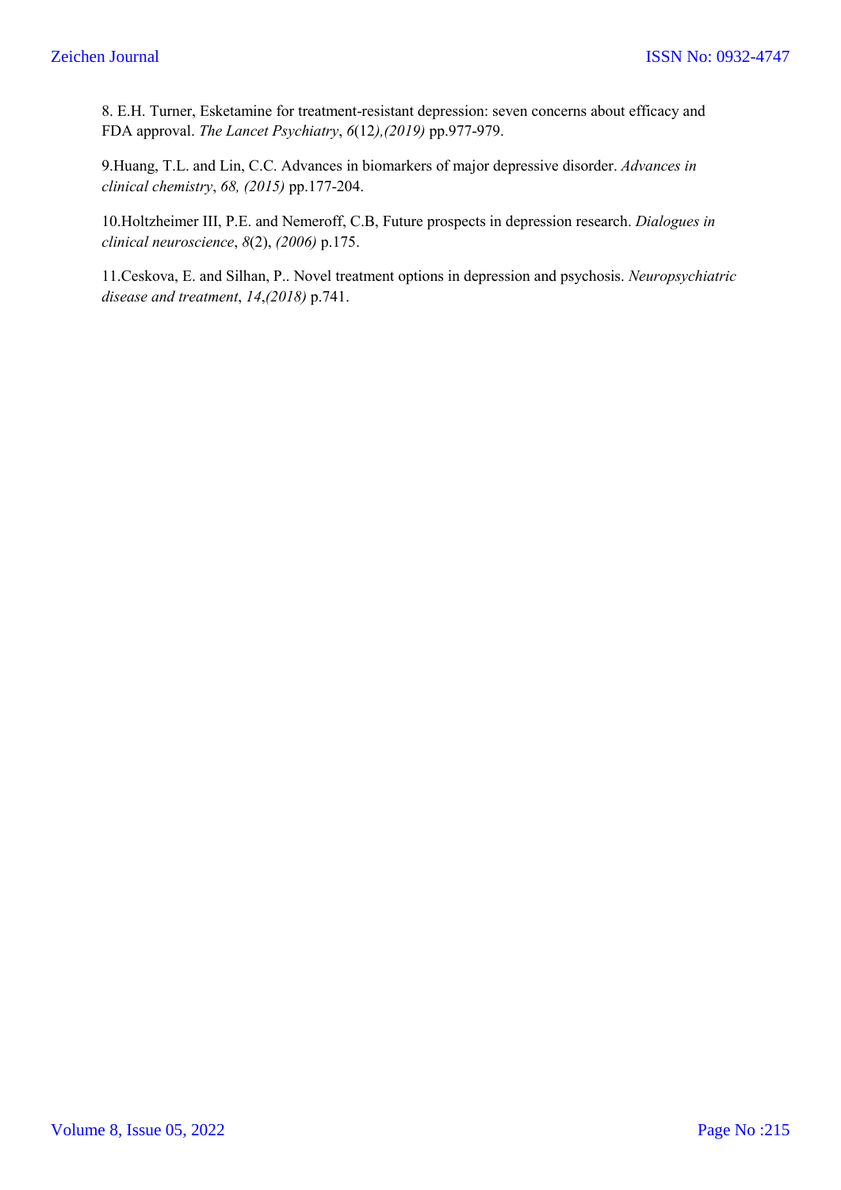8. E.H. Turner, Esketamine for treatment-resistant depression: seven concerns about efficacy and FDA approval. *The Lancet Psychiatry*, *6*(12*),(2019)* pp.977-979.

9.Huang, T.L. and Lin, C.C. Advances in biomarkers of major depressive disorder. *Advances in clinical chemistry*, *68, (2015)* pp.177-204.

10.Holtzheimer III, P.E. and Nemeroff, C.B, Future prospects in depression research. *Dialogues in clinical neuroscience*, *8*(2), *(2006)* p.175.

11.Ceskova, E. and Silhan, P.. Novel treatment options in depression and psychosis. *Neuropsychiatric disease and treatment*, *14*,*(2018)* p.741.